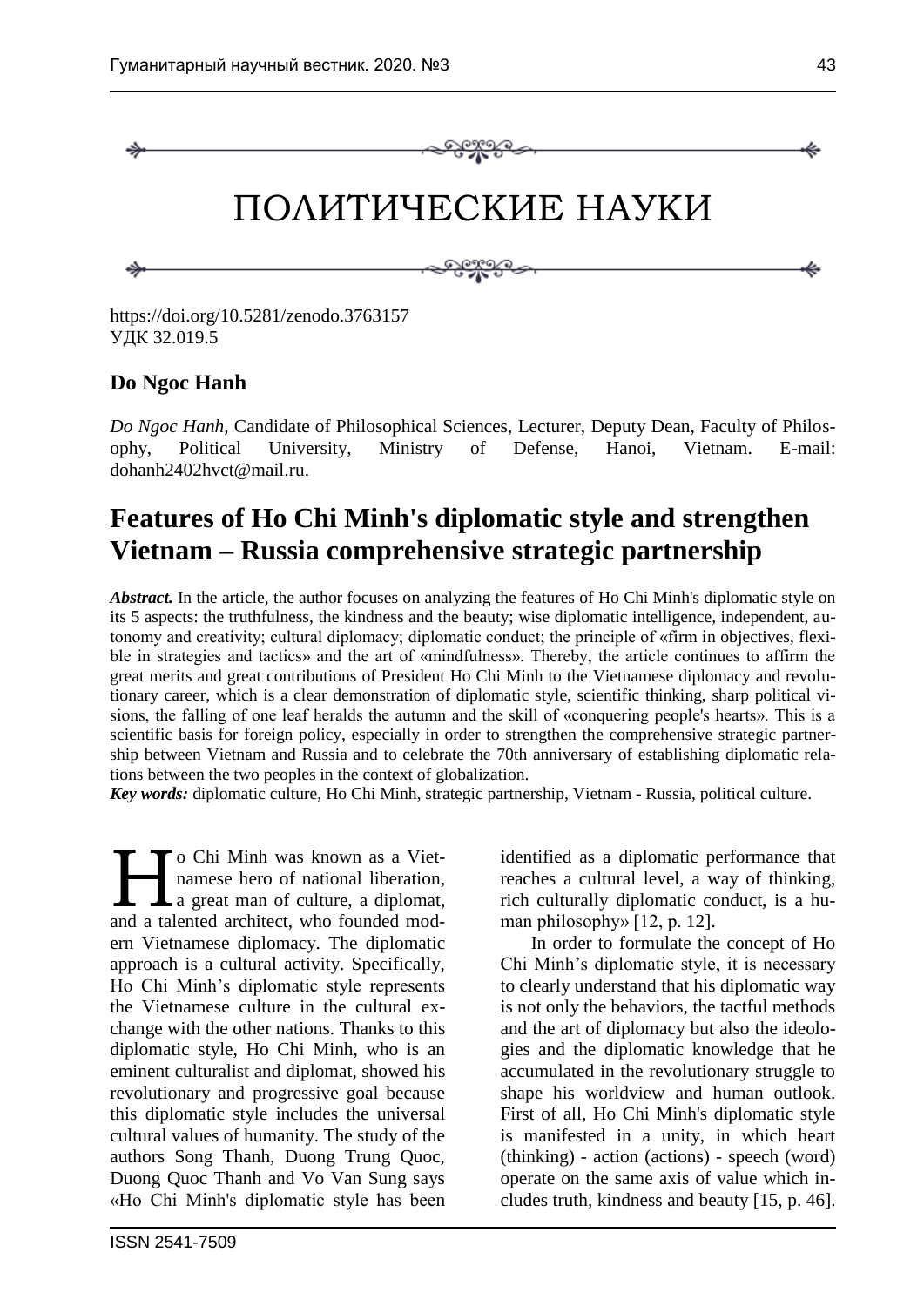# ПОЛИТИЧЕСКИЕ НАУКИ

https://doi.org/10.5281/zenodo.3763157
УДК 32.019.5

**Do Ngoc Hanh**

*Do Ngoc Hanh,* Candidate of Philosophical Sciences, Lecturer, Deputy Dean, Faculty of Philosophy, Political University, Ministry of Defense, Hanoi, Vietnam. E-mail: dohanh2402hvct@mail.ru.

## Features of Ho Chi Minh's diplomatic style and strengthen Vietnam – Russia comprehensive strategic partnership

***Abstract.*** In the article, the author focuses on analyzing the features of Ho Chi Minh's diplomatic style on its 5 aspects: the truthfulness, the kindness and the beauty; wise diplomatic intelligence, independent, autonomy and creativity; cultural diplomacy; diplomatic conduct; the principle of «firm in objectives, flexible in strategies and tactics» and the art of «mindfulness». Thereby, the article continues to affirm the great merits and great contributions of President Ho Chi Minh to the Vietnamese diplomacy and revolutionary career, which is a clear demonstration of diplomatic style, scientific thinking, sharp political visions, the falling of one leaf heralds the autumn and the skill of «conquering people's hearts». This is a scientific basis for foreign policy, especially in order to strengthen the comprehensive strategic partnership between Vietnam and Russia and to celebrate the 70th anniversary of establishing diplomatic relations between the two peoples in the context of globalization.

***Key words:*** diplomatic culture, Ho Chi Minh, strategic partnership, Vietnam - Russia, political culture.

Ho Chi Minh was known as a Vietnamese hero of national liberation, a great man of culture, a diplomat, and a talented architect, who founded modern Vietnamese diplomacy. The diplomatic approach is a cultural activity. Specifically, Ho Chi Minh's diplomatic style represents the Vietnamese culture in the cultural exchange with the other nations. Thanks to this diplomatic style, Ho Chi Minh, who is an eminent culturalist and diplomat, showed his revolutionary and progressive goal because this diplomatic style includes the universal cultural values of humanity. The study of the authors Song Thanh, Duong Trung Quoc, Duong Quoc Thanh and Vo Van Sung says «Ho Chi Minh's diplomatic style has been identified as a diplomatic performance that reaches a cultural level, a way of thinking, rich culturally diplomatic conduct, is a human philosophy» [12, p. 12].

In order to formulate the concept of Ho Chi Minh's diplomatic style, it is necessary to clearly understand that his diplomatic way is not only the behaviors, the tactful methods and the art of diplomacy but also the ideologies and the diplomatic knowledge that he accumulated in the revolutionary struggle to shape his worldview and human outlook. First of all, Ho Chi Minh's diplomatic style is manifested in a unity, in which heart (thinking) - action (actions) - speech (word) operate on the same axis of value which includes truth, kindness and beauty [15, p. 46].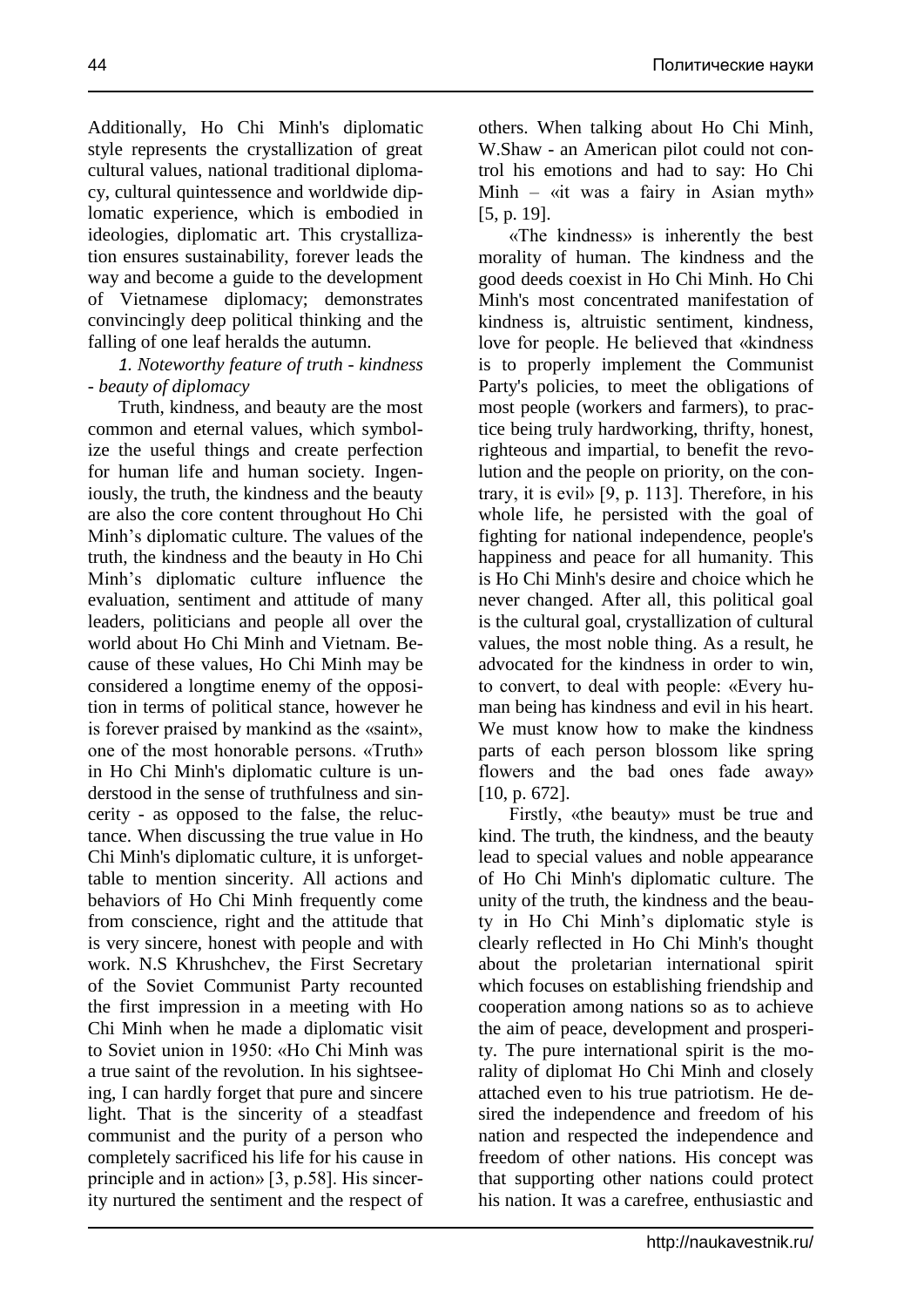Additionally, Ho Chi Minh's diplomatic style represents the crystallization of great cultural values, national traditional diplomacy, cultural quintessence and worldwide diplomatic experience, which is embodied in ideologies, diplomatic art. This crystallization ensures sustainability, forever leads the way and become a guide to the development of Vietnamese diplomacy; demonstrates convincingly deep political thinking and the falling of one leaf heralds the autumn.

*1. Noteworthy feature of truth - kindness - beauty of diplomacy*

Truth, kindness, and beauty are the most common and eternal values, which symbolize the useful things and create perfection for human life and human society. Ingeniously, the truth, the kindness and the beauty are also the core content throughout Ho Chi Minh's diplomatic culture. The values of the truth, the kindness and the beauty in Ho Chi Minh's diplomatic culture influence the evaluation, sentiment and attitude of many leaders, politicians and people all over the world about Ho Chi Minh and Vietnam. Because of these values, Ho Chi Minh may be considered a longtime enemy of the opposition in terms of political stance, however he is forever praised by mankind as the «saint», one of the most honorable persons. «Truth» in Ho Chi Minh's diplomatic culture is understood in the sense of truthfulness and sincerity - as opposed to the false, the reluctance. When discussing the true value in Ho Chi Minh's diplomatic culture, it is unforgettable to mention sincerity. All actions and behaviors of Ho Chi Minh frequently come from conscience, right and the attitude that is very sincere, honest with people and with work. N.S Khrushchev, the First Secretary of the Soviet Communist Party recounted the first impression in a meeting with Ho Chi Minh when he made a diplomatic visit to Soviet union in 1950: «Ho Chi Minh was a true saint of the revolution. In his sightseeing, I can hardly forget that pure and sincere light. That is the sincerity of a steadfast communist and the purity of a person who completely sacrificed his life for his cause in principle and in action» [3, p.58]. His sincerity nurtured the sentiment and the respect of others. When talking about Ho Chi Minh, W.Shaw - an American pilot could not control his emotions and had to say: Ho Chi Minh – «it was a fairy in Asian myth» [5, p. 19].

«The kindness» is inherently the best morality of human. The kindness and the good deeds coexist in Ho Chi Minh. Ho Chi Minh's most concentrated manifestation of kindness is, altruistic sentiment, kindness, love for people. He believed that «kindness is to properly implement the Communist Party's policies, to meet the obligations of most people (workers and farmers), to practice being truly hardworking, thrifty, honest, righteous and impartial, to benefit the revolution and the people on priority, on the contrary, it is evil» [9, p. 113]. Therefore, in his whole life, he persisted with the goal of fighting for national independence, people's happiness and peace for all humanity. This is Ho Chi Minh's desire and choice which he never changed. After all, this political goal is the cultural goal, crystallization of cultural values, the most noble thing. As a result, he advocated for the kindness in order to win, to convert, to deal with people: «Every human being has kindness and evil in his heart. We must know how to make the kindness parts of each person blossom like spring flowers and the bad ones fade away» [10, p. 672].

Firstly, «the beauty» must be true and kind. The truth, the kindness, and the beauty lead to special values and noble appearance of Ho Chi Minh's diplomatic culture. The unity of the truth, the kindness and the beauty in Ho Chi Minh's diplomatic style is clearly reflected in Ho Chi Minh's thought about the proletarian international spirit which focuses on establishing friendship and cooperation among nations so as to achieve the aim of peace, development and prosperity. The pure international spirit is the morality of diplomat Ho Chi Minh and closely attached even to his true patriotism. He desired the independence and freedom of his nation and respected the independence and freedom of other nations. His concept was that supporting other nations could protect his nation. It was a carefree, enthusiastic and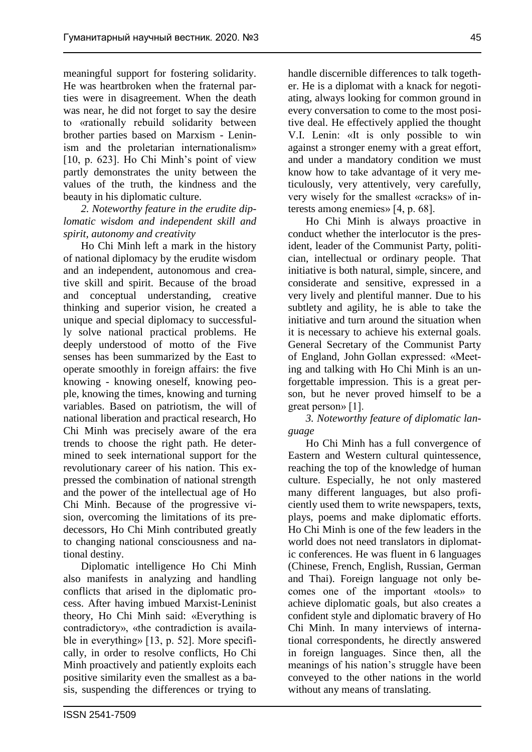meaningful support for fostering solidarity. He was heartbroken when the fraternal parties were in disagreement. When the death was near, he did not forget to say the desire to «rationally rebuild solidarity between brother parties based on Marxism - Leninism and the proletarian internationalism» [10, p. 623]. Ho Chi Minh's point of view partly demonstrates the unity between the values of the truth, the kindness and the beauty in his diplomatic culture.

*2. Noteworthy feature in the erudite diplomatic wisdom and independent skill and spirit, autonomy and creativity*

Ho Chi Minh left a mark in the history of national diplomacy by the erudite wisdom and an independent, autonomous and creative skill and spirit. Because of the broad and conceptual understanding, creative thinking and superior vision, he created a unique and special diplomacy to successfully solve national practical problems. He deeply understood of motto of the Five senses has been summarized by the East to operate smoothly in foreign affairs: the five knowing - knowing oneself, knowing people, knowing the times, knowing and turning variables. Based on patriotism, the will of national liberation and practical research, Ho Chi Minh was precisely aware of the era trends to choose the right path. He determined to seek international support for the revolutionary career of his nation. This expressed the combination of national strength and the power of the intellectual age of Ho Chi Minh. Because of the progressive vision, overcoming the limitations of its predecessors, Ho Chi Minh contributed greatly to changing national consciousness and national destiny.

Diplomatic intelligence Ho Chi Minh also manifests in analyzing and handling conflicts that arised in the diplomatic process. After having imbued Marxist-Leninist theory, Ho Chi Minh said: «Everything is contradictory», «the contradiction is available in everything» [13, p. 52]. More specifically, in order to resolve conflicts, Ho Chi Minh proactively and patiently exploits each positive similarity even the smallest as a basis, suspending the differences or trying to handle discernible differences to talk together. He is a diplomat with a knack for negotiating, always looking for common ground in every conversation to come to the most positive deal. He effectively applied the thought V.I. Lenin: «It is only possible to win against a stronger enemy with a great effort, and under a mandatory condition we must know how to take advantage of it very meticulously, very attentively, very carefully, very wisely for the smallest «cracks» of interests among enemies» [4, p. 68].

Ho Chi Minh is always proactive in conduct whether the interlocutor is the president, leader of the Communist Party, politician, intellectual or ordinary people. That initiative is both natural, simple, sincere, and considerate and sensitive, expressed in a very lively and plentiful manner. Due to his subtlety and agility, he is able to take the initiative and turn around the situation when it is necessary to achieve his external goals. General Secretary of the Communist Party of England, John Gollan expressed: «Meeting and talking with Ho Chi Minh is an unforgettable impression. This is a great person, but he never proved himself to be a great person» [1].

*3. Noteworthy feature of diplomatic language*

Ho Chi Minh has a full convergence of Eastern and Western cultural quintessence, reaching the top of the knowledge of human culture. Especially, he not only mastered many different languages, but also proficiently used them to write newspapers, texts, plays, poems and make diplomatic efforts. Ho Chi Minh is one of the few leaders in the world does not need translators in diplomatic conferences. He was fluent in 6 languages (Chinese, French, English, Russian, German and Thai). Foreign language not only becomes one of the important «tools» to achieve diplomatic goals, but also creates a confident style and diplomatic bravery of Ho Chi Minh. In many interviews of international correspondents, he directly answered in foreign languages. Since then, all the meanings of his nation's struggle have been conveyed to the other nations in the world without any means of translating.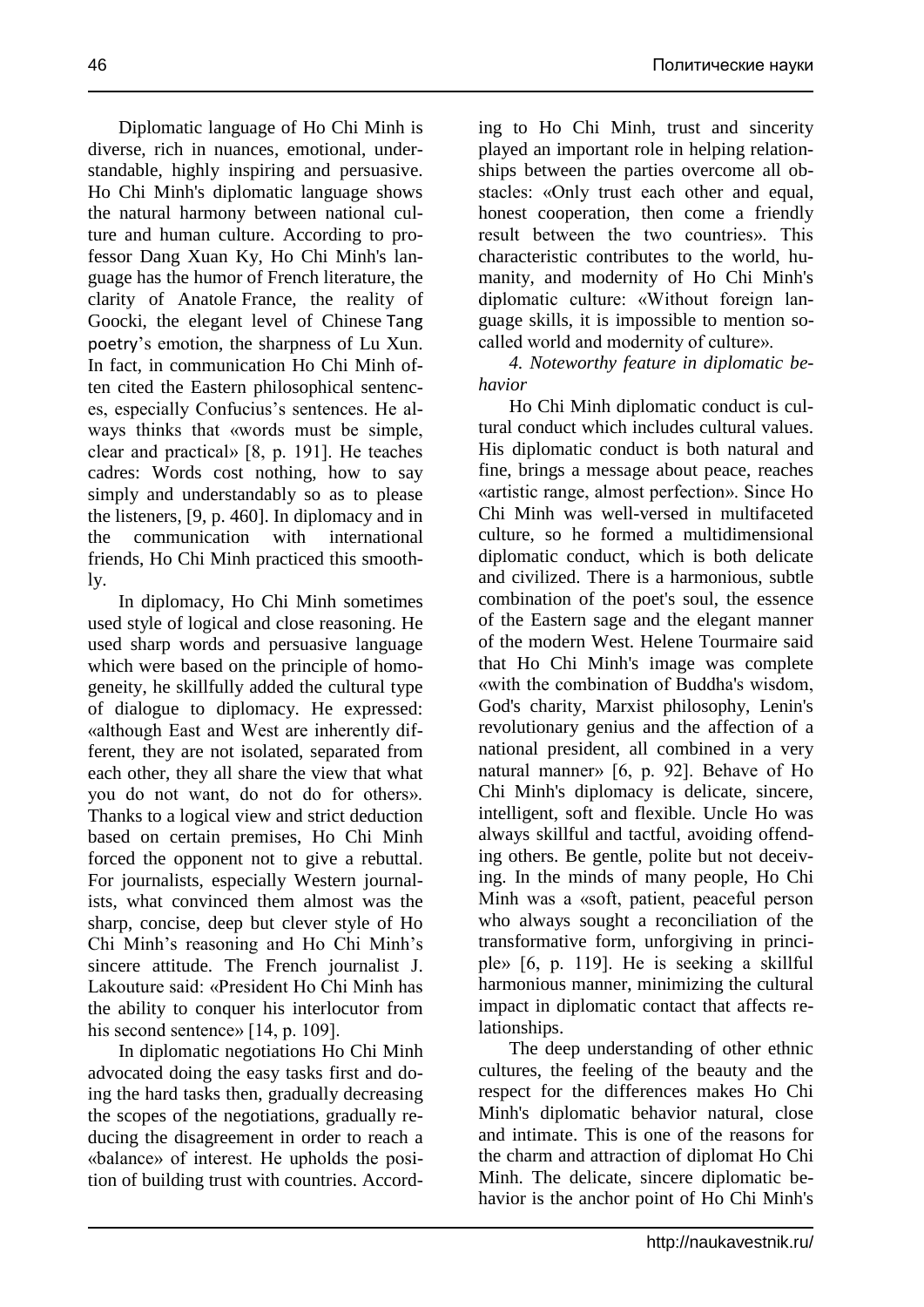Diplomatic language of Ho Chi Minh is diverse, rich in nuances, emotional, understandable, highly inspiring and persuasive. Ho Chi Minh's diplomatic language shows the natural harmony between national culture and human culture. According to professor Dang Xuan Ky, Ho Chi Minh's language has the humor of French literature, the clarity of Anatole France, the reality of Goocki, the elegant level of Chinese Tang poetry's emotion, the sharpness of Lu Xun. In fact, in communication Ho Chi Minh often cited the Eastern philosophical sentences, especially Confucius's sentences. He always thinks that «words must be simple, clear and practical» [8, p. 191]. He teaches cadres: Words cost nothing, how to say simply and understandably so as to please the listeners, [9, p. 460]. In diplomacy and in the communication with international friends, Ho Chi Minh practiced this smoothly.

In diplomacy, Ho Chi Minh sometimes used style of logical and close reasoning. He used sharp words and persuasive language which were based on the principle of homogeneity, he skillfully added the cultural type of dialogue to diplomacy. He expressed: «although East and West are inherently different, they are not isolated, separated from each other, they all share the view that what you do not want, do not do for others». Thanks to a logical view and strict deduction based on certain premises, Ho Chi Minh forced the opponent not to give a rebuttal. For journalists, especially Western journalists, what convinced them almost was the sharp, concise, deep but clever style of Ho Chi Minh's reasoning and Ho Chi Minh's sincere attitude. The French journalist J. Lakouture said: «President Ho Chi Minh has the ability to conquer his interlocutor from his second sentence» [14, p. 109].

In diplomatic negotiations Ho Chi Minh advocated doing the easy tasks first and doing the hard tasks then, gradually decreasing the scopes of the negotiations, gradually reducing the disagreement in order to reach a «balance» of interest. He upholds the position of building trust with countries. According to Ho Chi Minh, trust and sincerity played an important role in helping relationships between the parties overcome all obstacles: «Only trust each other and equal, honest cooperation, then come a friendly result between the two countries». This characteristic contributes to the world, humanity, and modernity of Ho Chi Minh's diplomatic culture: «Without foreign language skills, it is impossible to mention so-called world and modernity of culture».

*4. Noteworthy feature in diplomatic behavior*

Ho Chi Minh diplomatic conduct is cultural conduct which includes cultural values. His diplomatic conduct is both natural and fine, brings a message about peace, reaches «artistic range, almost perfection». Since Ho Chi Minh was well-versed in multifaceted culture, so he formed a multidimensional diplomatic conduct, which is both delicate and civilized. There is a harmonious, subtle combination of the poet's soul, the essence of the Eastern sage and the elegant manner of the modern West. Helene Tourmaire said that Ho Chi Minh's image was complete «with the combination of Buddha's wisdom, God's charity, Marxist philosophy, Lenin's revolutionary genius and the affection of a national president, all combined in a very natural manner» [6, p. 92]. Behave of Ho Chi Minh's diplomacy is delicate, sincere, intelligent, soft and flexible. Uncle Ho was always skillful and tactful, avoiding offending others. Be gentle, polite but not deceiving. In the minds of many people, Ho Chi Minh was a «soft, patient, peaceful person who always sought a reconciliation of the transformative form, unforgiving in principle» [6, p. 119]. He is seeking a skillful harmonious manner, minimizing the cultural impact in diplomatic contact that affects relationships.

The deep understanding of other ethnic cultures, the feeling of the beauty and the respect for the differences makes Ho Chi Minh's diplomatic behavior natural, close and intimate. This is one of the reasons for the charm and attraction of diplomat Ho Chi Minh. The delicate, sincere diplomatic behavior is the anchor point of Ho Chi Minh's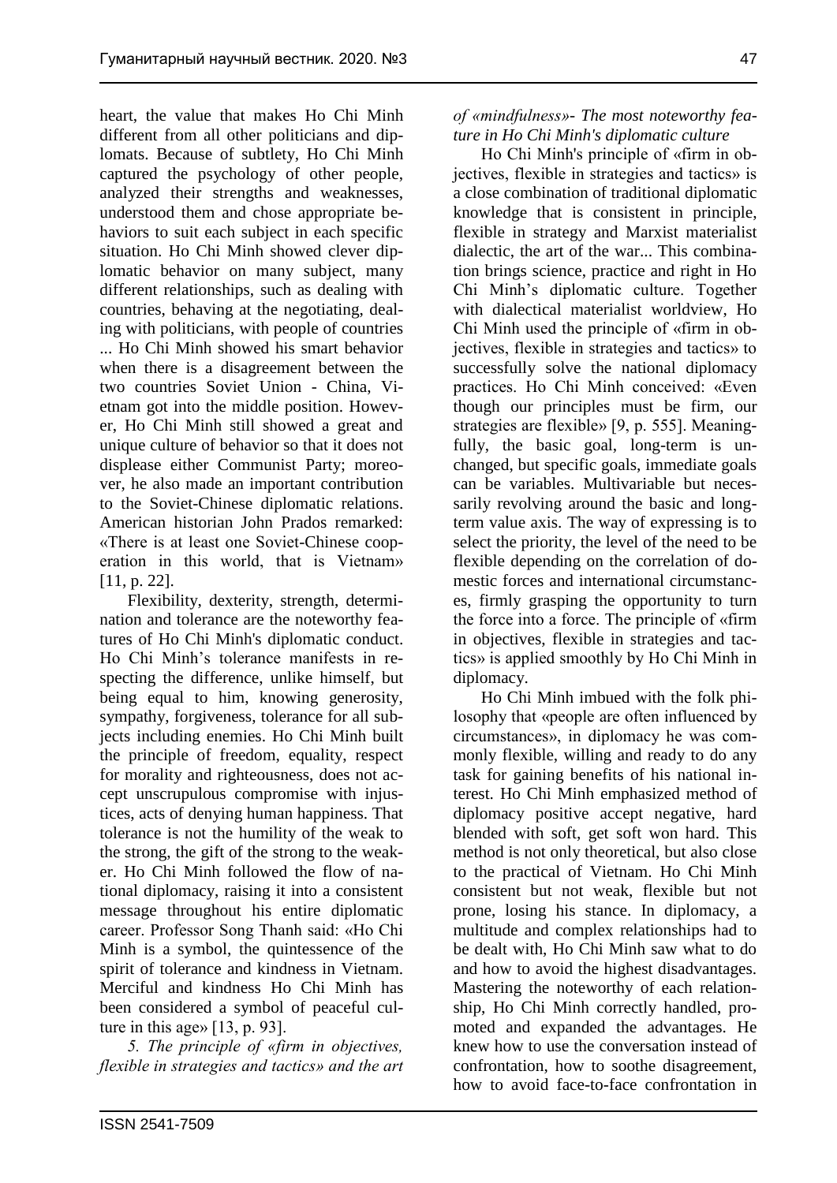heart, the value that makes Ho Chi Minh different from all other politicians and diplomats. Because of subtlety, Ho Chi Minh captured the psychology of other people, analyzed their strengths and weaknesses, understood them and chose appropriate behaviors to suit each subject in each specific situation. Ho Chi Minh showed clever diplomatic behavior on many subject, many different relationships, such as dealing with countries, behaving at the negotiating, dealing with politicians, with people of countries ... Ho Chi Minh showed his smart behavior when there is a disagreement between the two countries Soviet Union - China, Vietnam got into the middle position. However, Ho Chi Minh still showed a great and unique culture of behavior so that it does not displease either Communist Party; moreover, he also made an important contribution to the Soviet-Chinese diplomatic relations. American historian John Prados remarked: «There is at least one Soviet-Chinese cooperation in this world, that is Vietnam» [11, p. 22].

Flexibility, dexterity, strength, determination and tolerance are the noteworthy features of Ho Chi Minh's diplomatic conduct. Ho Chi Minh's tolerance manifests in respecting the difference, unlike himself, but being equal to him, knowing generosity, sympathy, forgiveness, tolerance for all subjects including enemies. Ho Chi Minh built the principle of freedom, equality, respect for morality and righteousness, does not accept unscrupulous compromise with injustices, acts of denying human happiness. That tolerance is not the humility of the weak to the strong, the gift of the strong to the weaker. Ho Chi Minh followed the flow of national diplomacy, raising it into a consistent message throughout his entire diplomatic career. Professor Song Thanh said: «Ho Chi Minh is a symbol, the quintessence of the spirit of tolerance and kindness in Vietnam. Merciful and kindness Ho Chi Minh has been considered a symbol of peaceful culture in this age» [13, p. 93].

*5. The principle of «firm in objectives, flexible in strategies and tactics» and the art of «mindfulness»- The most noteworthy feature in Ho Chi Minh's diplomatic culture*

Ho Chi Minh's principle of «firm in objectives, flexible in strategies and tactics» is a close combination of traditional diplomatic knowledge that is consistent in principle, flexible in strategy and Marxist materialist dialectic, the art of the war... This combination brings science, practice and right in Ho Chi Minh's diplomatic culture. Together with dialectical materialist worldview, Ho Chi Minh used the principle of «firm in objectives, flexible in strategies and tactics» to successfully solve the national diplomacy practices. Ho Chi Minh conceived: «Even though our principles must be firm, our strategies are flexible» [9, p. 555]. Meaningfully, the basic goal, long-term is unchanged, but specific goals, immediate goals can be variables. Multivariable but necessarily revolving around the basic and long-term value axis. The way of expressing is to select the priority, the level of the need to be flexible depending on the correlation of domestic forces and international circumstances, firmly grasping the opportunity to turn the force into a force. The principle of «firm in objectives, flexible in strategies and tactics» is applied smoothly by Ho Chi Minh in diplomacy.

Ho Chi Minh imbued with the folk philosophy that «people are often influenced by circumstances», in diplomacy he was commonly flexible, willing and ready to do any task for gaining benefits of his national interest. Ho Chi Minh emphasized method of diplomacy positive accept negative, hard blended with soft, get soft won hard. This method is not only theoretical, but also close to the practical of Vietnam. Ho Chi Minh consistent but not weak, flexible but not prone, losing his stance. In diplomacy, a multitude and complex relationships had to be dealt with, Ho Chi Minh saw what to do and how to avoid the highest disadvantages. Mastering the noteworthy of each relationship, Ho Chi Minh correctly handled, promoted and expanded the advantages. He knew how to use the conversation instead of confrontation, how to soothe disagreement, how to avoid face-to-face confrontation in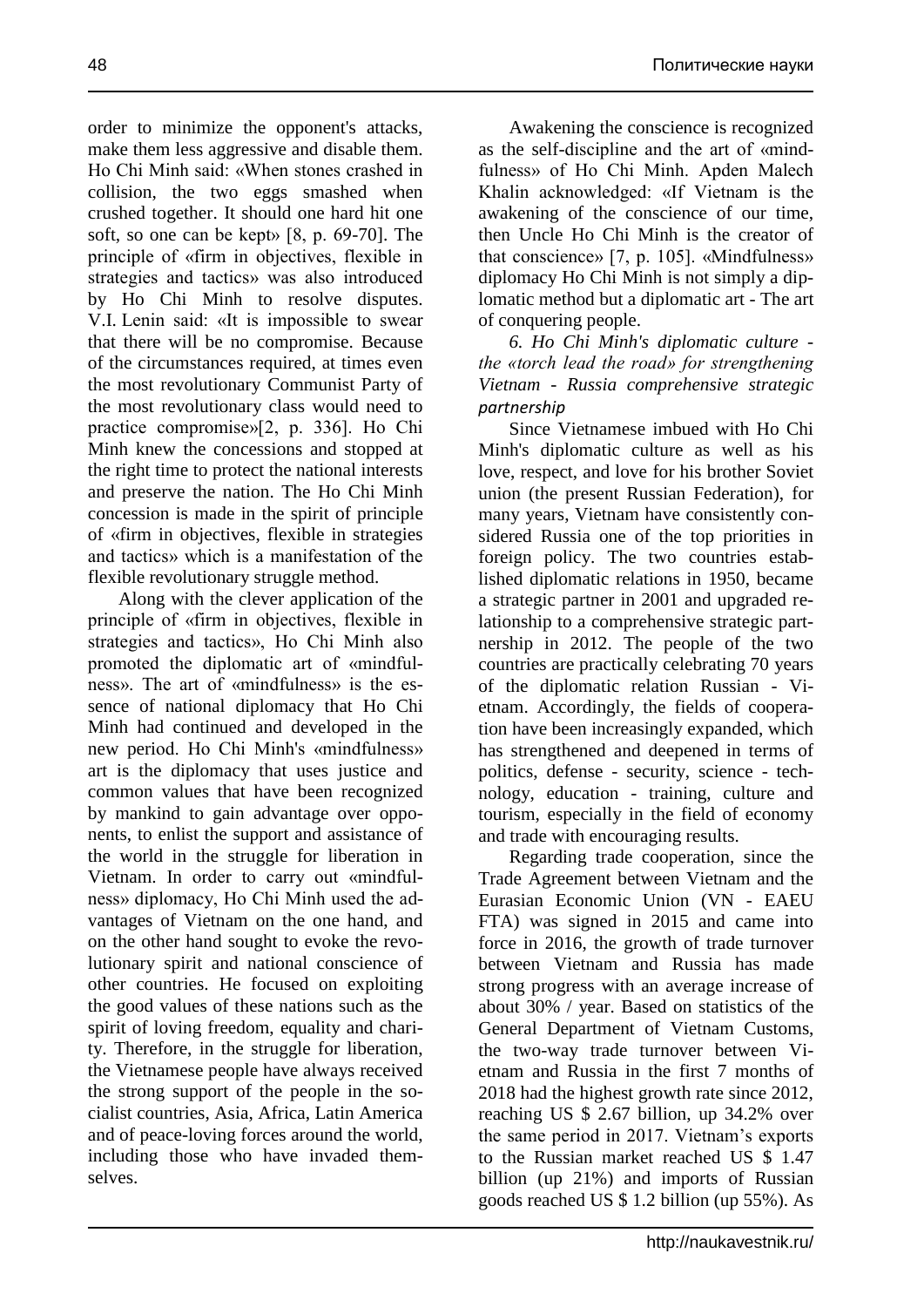order to minimize the opponent's attacks, make them less aggressive and disable them. Ho Chi Minh said: «When stones crashed in collision, the two eggs smashed when crushed together. It should one hard hit one soft, so one can be kept» [8, p. 69-70]. The principle of «firm in objectives, flexible in strategies and tactics» was also introduced by Ho Chi Minh to resolve disputes. V.I. Lenin said: «It is impossible to swear that there will be no compromise. Because of the circumstances required, at times even the most revolutionary Communist Party of the most revolutionary class would need to practice compromise»[2, p. 336]. Ho Chi Minh knew the concessions and stopped at the right time to protect the national interests and preserve the nation. The Ho Chi Minh concession is made in the spirit of principle of «firm in objectives, flexible in strategies and tactics» which is a manifestation of the flexible revolutionary struggle method.

Along with the clever application of the principle of «firm in objectives, flexible in strategies and tactics», Ho Chi Minh also promoted the diplomatic art of «mindfulness». The art of «mindfulness» is the essence of national diplomacy that Ho Chi Minh had continued and developed in the new period. Ho Chi Minh's «mindfulness» art is the diplomacy that uses justice and common values that have been recognized by mankind to gain advantage over opponents, to enlist the support and assistance of the world in the struggle for liberation in Vietnam. In order to carry out «mindfulness» diplomacy, Ho Chi Minh used the advantages of Vietnam on the one hand, and on the other hand sought to evoke the revolutionary spirit and national conscience of other countries. He focused on exploiting the good values of these nations such as the spirit of loving freedom, equality and charity. Therefore, in the struggle for liberation, the Vietnamese people have always received the strong support of the people in the socialist countries, Asia, Africa, Latin America and of peace-loving forces around the world, including those who have invaded themselves.

Awakening the conscience is recognized as the self-discipline and the art of «mindfulness» of Ho Chi Minh. Apden Malech Khalin acknowledged: «If Vietnam is the awakening of the conscience of our time, then Uncle Ho Chi Minh is the creator of that conscience» [7, p. 105]. «Mindfulness» diplomacy Ho Chi Minh is not simply a diplomatic method but a diplomatic art - The art of conquering people.

*6. Ho Chi Minh's diplomatic culture - the «torch lead the road» for strengthening Vietnam - Russia comprehensive strategic partnership*

Since Vietnamese imbued with Ho Chi Minh's diplomatic culture as well as his love, respect, and love for his brother Soviet union (the present Russian Federation), for many years, Vietnam have consistently considered Russia one of the top priorities in foreign policy. The two countries established diplomatic relations in 1950, became a strategic partner in 2001 and upgraded relationship to a comprehensive strategic partnership in 2012. The people of the two countries are practically celebrating 70 years of the diplomatic relation Russian - Vietnam. Accordingly, the fields of cooperation have been increasingly expanded, which has strengthened and deepened in terms of politics, defense - security, science - technology, education - training, culture and tourism, especially in the field of economy and trade with encouraging results.

Regarding trade cooperation, since the Trade Agreement between Vietnam and the Eurasian Economic Union (VN - EAEU FTA) was signed in 2015 and came into force in 2016, the growth of trade turnover between Vietnam and Russia has made strong progress with an average increase of about 30% / year. Based on statistics of the General Department of Vietnam Customs, the two-way trade turnover between Vietnam and Russia in the first 7 months of 2018 had the highest growth rate since 2012, reaching US $ 2.67 billion, up 34.2% over the same period in 2017. Vietnam's exports to the Russian market reached US $ 1.47 billion (up 21%) and imports of Russian goods reached US $ 1.2 billion (up 55%). As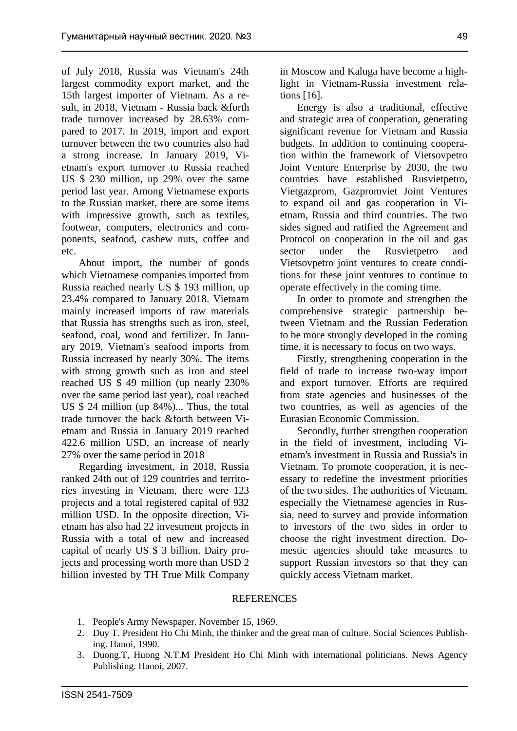of July 2018, Russia was Vietnam's 24th largest commodity export market, and the 15th largest importer of Vietnam. As a result, in 2018, Vietnam - Russia back &forth trade turnover increased by 28.63% compared to 2017. In 2019, import and export turnover between the two countries also had a strong increase. In January 2019, Vietnam's export turnover to Russia reached US $ 230 million, up 29% over the same period last year. Among Vietnamese exports to the Russian market, there are some items with impressive growth, such as textiles, footwear, computers, electronics and components, seafood, cashew nuts, coffee and etc.

About import, the number of goods which Vietnamese companies imported from Russia reached nearly US $ 193 million, up 23.4% compared to January 2018. Vietnam mainly increased imports of raw materials that Russia has strengths such as iron, steel, seafood, coal, wood and fertilizer. In January 2019, Vietnam's seafood imports from Russia increased by nearly 30%. The items with strong growth such as iron and steel reached US $ 49 million (up nearly 230% over the same period last year), coal reached US $ 24 million (up 84%)... Thus, the total trade turnover the back &forth between Vietnam and Russia in January 2019 reached 422.6 million USD, an increase of nearly 27% over the same period in 2018

Regarding investment, in 2018, Russia ranked 24th out of 129 countries and territories investing in Vietnam, there were 123 projects and a total registered capital of 932 million USD. In the opposite direction, Vietnam has also had 22 investment projects in Russia with a total of new and increased capital of nearly US $ 3 billion. Dairy projects and processing worth more than USD 2 billion invested by TH True Milk Company in Moscow and Kaluga have become a highlight in Vietnam-Russia investment relations [16].

Energy is also a traditional, effective and strategic area of cooperation, generating significant revenue for Vietnam and Russia budgets. In addition to continuing cooperation within the framework of Vietsovpetro Joint Venture Enterprise by 2030, the two countries have established Rusvietpetro, Vietgazprom, Gazpromviet Joint Ventures to expand oil and gas cooperation in Vietnam, Russia and third countries. The two sides signed and ratified the Agreement and Protocol on cooperation in the oil and gas sector under the Rusvietpetro and Vietsovpetro joint ventures to create conditions for these joint ventures to continue to operate effectively in the coming time.

In order to promote and strengthen the comprehensive strategic partnership between Vietnam and the Russian Federation to be more strongly developed in the coming time, it is necessary to focus on two ways.

Firstly, strengthening cooperation in the field of trade to increase two-way import and export turnover. Efforts are required from state agencies and businesses of the two countries, as well as agencies of the Eurasian Economic Commission.

Secondly, further strengthen cooperation in the field of investment, including Vietnam's investment in Russia and Russia's in Vietnam. To promote cooperation, it is necessary to redefine the investment priorities of the two sides. The authorities of Vietnam, especially the Vietnamese agencies in Russia, need to survey and provide information to investors of the two sides in order to choose the right investment direction. Domestic agencies should take measures to support Russian investors so that they can quickly access Vietnam market.

## REFERENCES

1. People's Army Newspaper. November 15, 1969.
2. Duy T. President Ho Chi Minh, the thinker and the great man of culture. Social Sciences Publishing. Hanoi, 1990.
3. Duong.T, Huong N.T.M President Ho Chi Minh with international politicians. News Agency Publishing. Hanoi, 2007.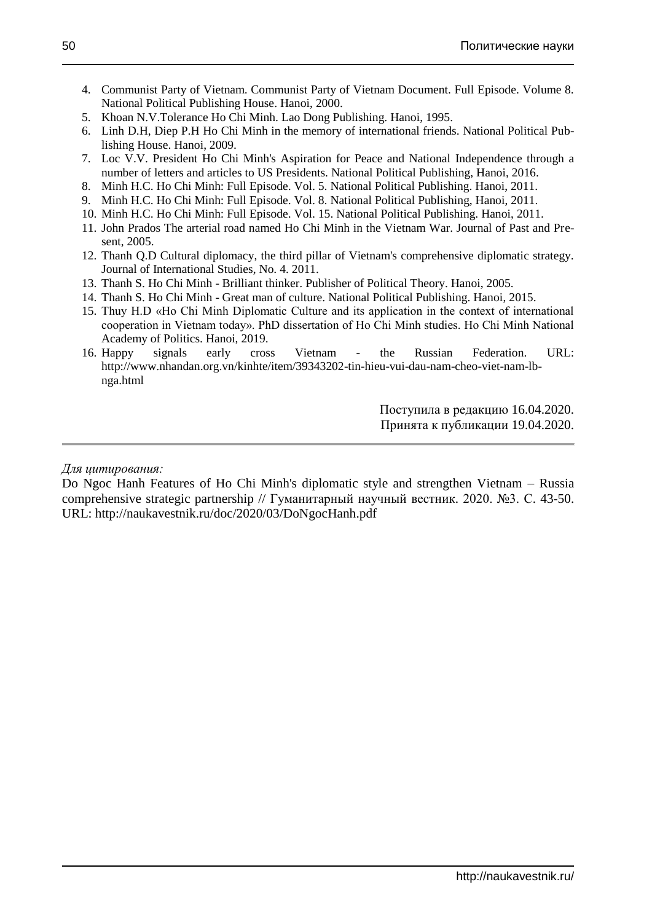4. Communist Party of Vietnam. Communist Party of Vietnam Document. Full Episode. Volume 8. National Political Publishing House. Hanoi, 2000.
5. Khoan N.V.Tolerance Ho Chi Minh. Lao Dong Publishing. Hanoi, 1995.
6. Linh D.H, Diep P.H Ho Chi Minh in the memory of international friends. National Political Publishing House. Hanoi, 2009.
7. Loc V.V. President Ho Chi Minh's Aspiration for Peace and National Independence through a number of letters and articles to US Presidents. National Political Publishing, Hanoi, 2016.
8. Minh H.C. Ho Chi Minh: Full Episode. Vol. 5. National Political Publishing. Hanoi, 2011.
9. Minh H.C. Ho Chi Minh: Full Episode. Vol. 8. National Political Publishing, Hanoi, 2011.
10. Minh H.C. Ho Chi Minh: Full Episode. Vol. 15. National Political Publishing. Hanoi, 2011.
11. John Prados The arterial road named Ho Chi Minh in the Vietnam War. Journal of Past and Present, 2005.
12. Thanh Q.D Cultural diplomacy, the third pillar of Vietnam's comprehensive diplomatic strategy. Journal of International Studies, No. 4. 2011.
13. Thanh S. Ho Chi Minh - Brilliant thinker. Publisher of Political Theory. Hanoi, 2005.
14. Thanh S. Ho Chi Minh - Great man of culture. National Political Publishing. Hanoi, 2015.
15. Thuy H.D «Ho Chi Minh Diplomatic Culture and its application in the context of international cooperation in Vietnam today». PhD dissertation of Ho Chi Minh studies. Ho Chi Minh National Academy of Politics. Hanoi, 2019.
16. Happy signals early cross Vietnam - the Russian Federation. URL: http://www.nhandan.org.vn/kinhte/item/39343202-tin-hieu-vui-dau-nam-cheo-viet-nam-lb-nga.html

Поступила в редакцию 16.04.2020.
Принята к публикации 19.04.2020.

*Для цитирования:*

Do Ngoc Hanh Features of Ho Chi Minh's diplomatic style and strengthen Vietnam – Russia comprehensive strategic partnership // Гуманитарный научный вестник. 2020. №3. С. 43-50. URL: http://naukavestnik.ru/doc/2020/03/DoNgocHanh.pdf